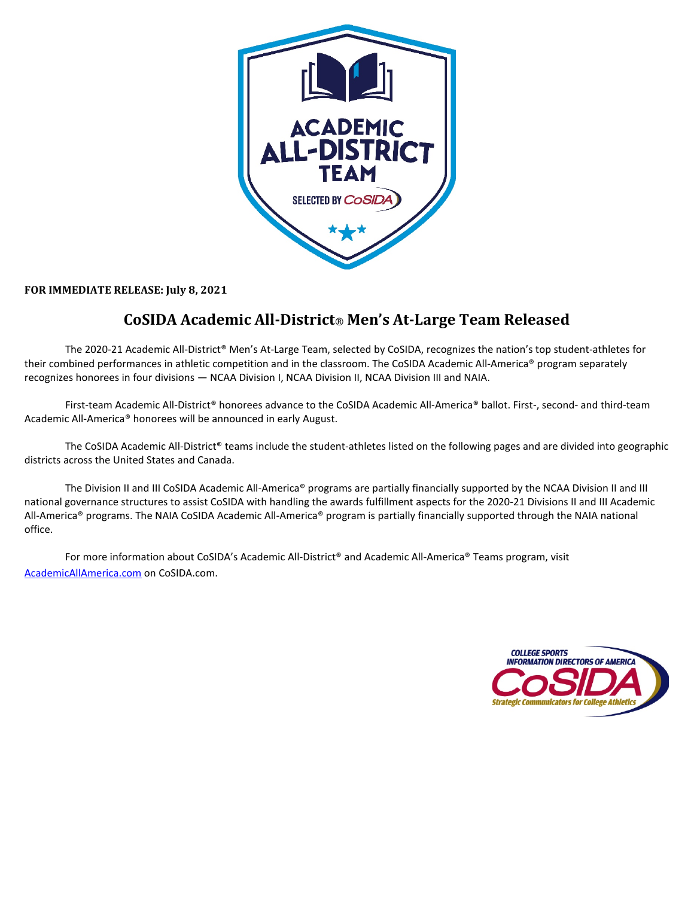**FOR IMMEDIATE RELEASE: July 8, 2021**

# CoSIDA Academic All-District® Men's At-Large Team Released

The 2020-21 Academic All-District® Men's At-Large Team, selected by CoSIDA, recognizes the nation's top student-athletes for their combined performances in athletic competition and in the classroom. The CoSIDA Academic All-America® program separately recognizes honorees in four divisions — NCAA Division I, NCAA Division II, NCAA Division III and NAIA.

First-team Academic All-District® honorees advance to the CoSIDA Academic All-America® ballot. First-, second- and third-team Academic All-America® honorees will be announced in early August.

The CoSIDA Academic All-District® teams include the student-athletes listed on the following pages and are divided into geographic districts across the United States and Canada.

The Division II and III CoSIDA Academic All-America® programs are partially financially supported by the NCAA Division II and III national governance structures to assist CoSIDA with handling the awards fulfillment aspects for the 2020-21 Divisions II and III Academic All-America® programs. The NAIA CoSIDA Academic All-America® program is partially financially supported through the NAIA national office.

For more information about CoSIDA's Academic All-District® and Academic All-America® Teams program, visit AcademicAllAmerica.com on CoSIDA.com.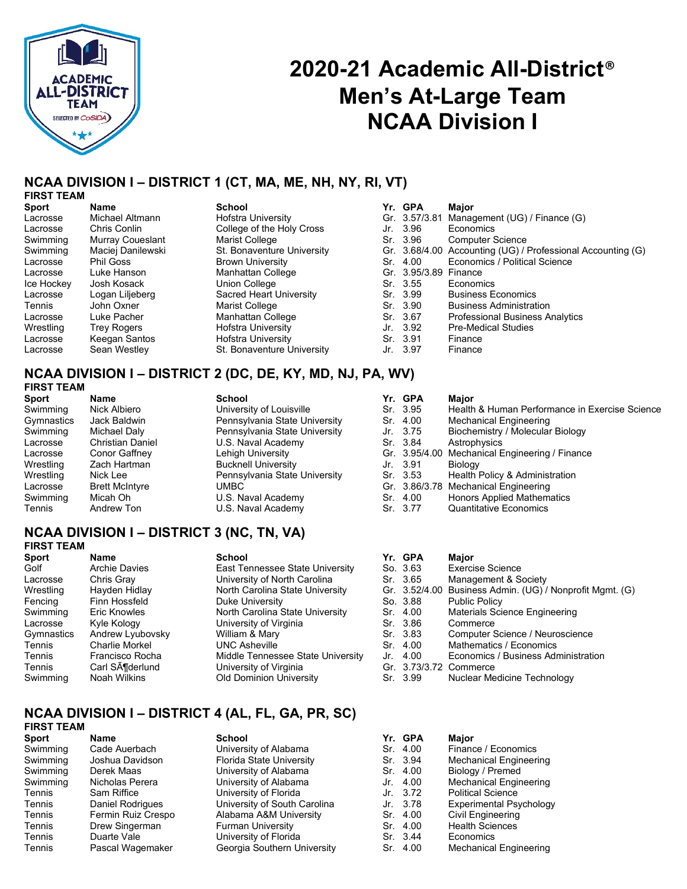# 2020-21 Academic All-District® Men's At-Large Team NCAA Division I

## NCAA DIVISION I – DISTRICT 1 (CT, MA, ME, NH, NY, RI, VT)

**FIRST TEAM**

| Sport | Name | School | Yr. | GPA | Major |
|---|---|---|---|---|---|
| Lacrosse | Michael Altmann | Hofstra University | Gr. | 3.57/3.81 | Management (UG) / Finance (G) |
| Lacrosse | Chris Conlin | College of the Holy Cross | Jr. | 3.96 | Economics |
| Swimming | Murray Coueslant | Marist College | Sr. | 3.96 | Computer Science |
| Swimming | Maciej Danilewski | St. Bonaventure University | Gr. | 3.68/4.00 | Accounting (UG) / Professional Accounting (G) |
| Lacrosse | Phil Goss | Brown University | Sr. | 4.00 | Economics / Political Science |
| Lacrosse | Luke Hanson | Manhattan College | Gr. | 3.95/3.89 | Finance |
| Ice Hockey | Josh Kosack | Union College | Sr. | 3.55 | Economics |
| Lacrosse | Logan Liljeberg | Sacred Heart University | Sr. | 3.99 | Business Economics |
| Tennis | John Oxner | Marist College | Sr. | 3.90 | Business Administration |
| Lacrosse | Luke Pacher | Manhattan College | Sr. | 3.67 | Professional Business Analytics |
| Wrestling | Trey Rogers | Hofstra University | Jr. | 3.92 | Pre-Medical Studies |
| Lacrosse | Keegan Santos | Hofstra University | Sr. | 3.91 | Finance |
| Lacrosse | Sean Westley | St. Bonaventure University | Jr. | 3.97 | Finance |

## NCAA DIVISION I – DISTRICT 2 (DC, DE, KY, MD, NJ, PA, WV)

**FIRST TEAM**

| Sport | Name | School | Yr. | GPA | Major |
|---|---|---|---|---|---|
| Swimming | Nick Albiero | University of Louisville | Sr. | 3.95 | Health & Human Performance in Exercise Science |
| Gymnastics | Jack Baldwin | Pennsylvania State University | Sr. | 4.00 | Mechanical Engineering |
| Swimming | Michael Daly | Pennsylvania State University | Jr. | 3.75 | Biochemistry / Molecular Biology |
| Lacrosse | Christian Daniel | U.S. Naval Academy | Sr. | 3.84 | Astrophysics |
| Lacrosse | Conor Gaffney | Lehigh University | Gr. | 3.95/4.00 | Mechanical Engineering / Finance |
| Wrestling | Zach Hartman | Bucknell University | Jr. | 3.91 | Biology |
| Wrestling | Nick Lee | Pennsylvania State University | Sr. | 3.53 | Health Policy & Administration |
| Lacrosse | Brett McIntyre | UMBC | Gr. | 3.86/3.78 | Mechanical Engineering |
| Swimming | Micah Oh | U.S. Naval Academy | Sr. | 4.00 | Honors Applied Mathematics |
| Tennis | Andrew Ton | U.S. Naval Academy | Sr. | 3.77 | Quantitative Economics |

## NCAA DIVISION I – DISTRICT 3 (NC, TN, VA)

**FIRST TEAM**

| Sport | Name | School | Yr. | GPA | Major |
|---|---|---|---|---|---|
| Golf | Archie Davies | East Tennessee State University | So. | 3.63 | Exercise Science |
| Lacrosse | Chris Gray | University of North Carolina | Sr. | 3.65 | Management & Society |
| Wrestling | Hayden Hidlay | North Carolina State University | Gr. | 3.52/4.00 | Business Admin. (UG) / Nonprofit Mgmt. (G) |
| Fencing | Finn Hossfeld | Duke University | So. | 3.88 | Public Policy |
| Swimming | Eric Knowles | North Carolina State University | Sr. | 4.00 | Materials Science Engineering |
| Lacrosse | Kyle Kology | University of Virginia | Sr. | 3.86 | Commerce |
| Gymnastics | Andrew Lyubovsky | William & Mary | Sr. | 3.83 | Computer Science / Neuroscience |
| Tennis | Charlie Morkel | UNC Asheville | Sr. | 4.00 | Mathematics / Economics |
| Tennis | Francisco Rocha | Middle Tennessee State University | Jr. | 4.00 | Economics / Business Administration |
| Tennis | Carl SÃ¶derlund | University of Virginia | Gr. | 3.73/3.72 | Commerce |
| Swimming | Noah Wilkins | Old Dominion University | Sr. | 3.99 | Nuclear Medicine Technology |

## NCAA DIVISION I – DISTRICT 4 (AL, FL, GA, PR, SC)

**FIRST TEAM**

| Sport | Name | School | Yr. | GPA | Major |
|---|---|---|---|---|---|
| Swimming | Cade Auerbach | University of Alabama | Sr. | 4.00 | Finance / Economics |
| Swimming | Joshua Davidson | Florida State University | Sr. | 3.94 | Mechanical Engineering |
| Swimming | Derek Maas | University of Alabama | Sr. | 4.00 | Biology / Premed |
| Swimming | Nicholas Perera | University of Alabama | Jr. | 4.00 | Mechanical Engineering |
| Tennis | Sam Riffice | University of Florida | Jr. | 3.72 | Political Science |
| Tennis | Daniel Rodrigues | University of South Carolina | Jr. | 3.78 | Experimental Psychology |
| Tennis | Fermin Ruiz Crespo | Alabama A&M University | Sr. | 4.00 | Civil Engineering |
| Tennis | Drew Singerman | Furman University | Sr. | 4.00 | Health Sciences |
| Tennis | Duarte Vale | University of Florida | Sr. | 3.44 | Economics |
| Tennis | Pascal Wagemaker | Georgia Southern University | Sr. | 4.00 | Mechanical Engineering |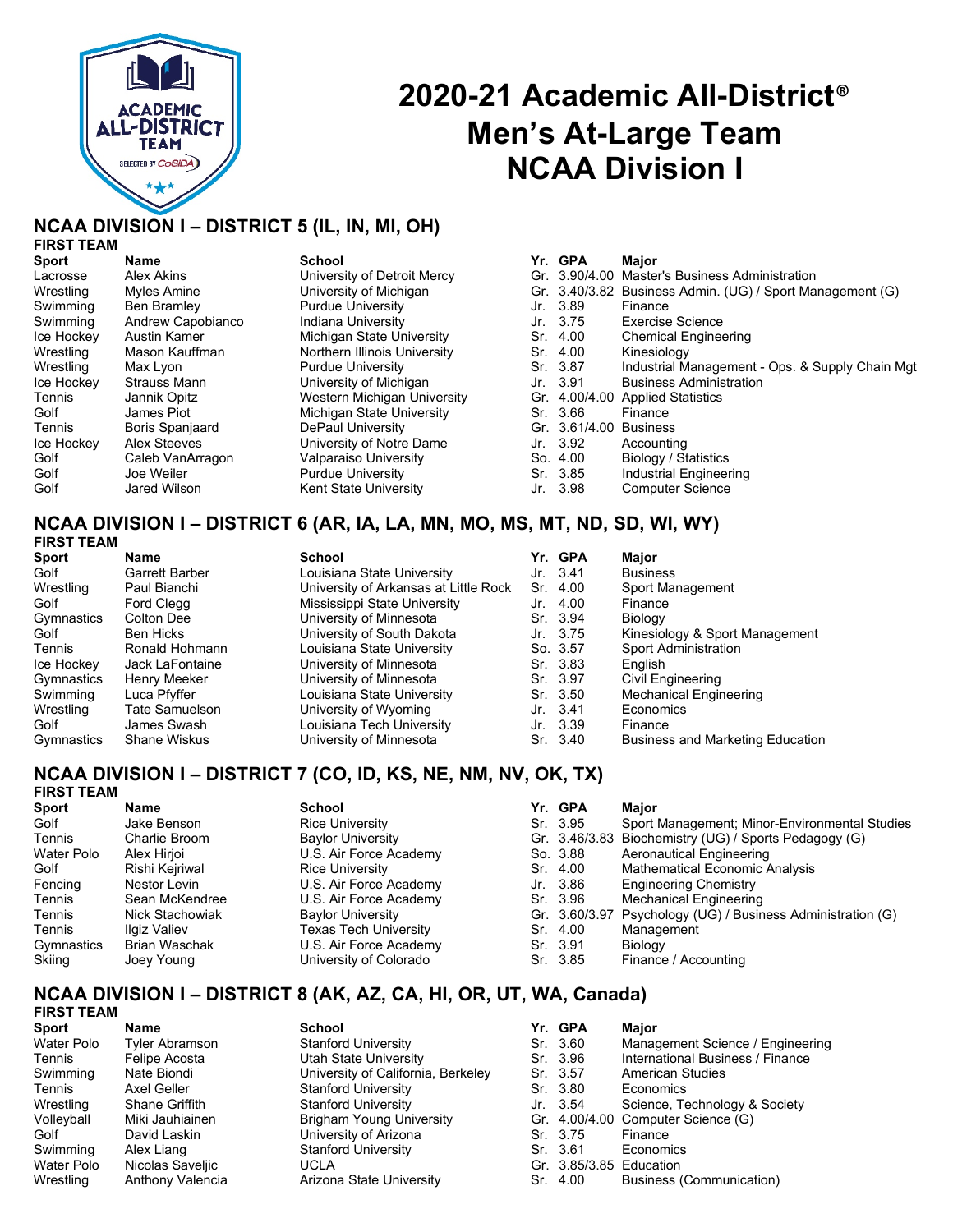# 2020-21 Academic All-District® Men's At-Large Team NCAA Division I

## NCAA DIVISION I – DISTRICT 5 (IL, IN, MI, OH)

### FIRST TEAM

| Sport | Name | School | Yr. | GPA | Major |
|---|---|---|---|---|---|
| Lacrosse | Alex Akins | University of Detroit Mercy | Gr. | 3.90/4.00 | Master's Business Administration |
| Wrestling | Myles Amine | University of Michigan | Gr. | 3.40/3.82 | Business Admin. (UG) / Sport Management (G) |
| Swimming | Ben Bramley | Purdue University | Jr. | 3.89 | Finance |
| Swimming | Andrew Capobianco | Indiana University | Jr. | 3.75 | Exercise Science |
| Ice Hockey | Austin Kamer | Michigan State University | Sr. | 4.00 | Chemical Engineering |
| Wrestling | Mason Kauffman | Northern Illinois University | Sr. | 4.00 | Kinesiology |
| Wrestling | Max Lyon | Purdue University | Sr. | 3.87 | Industrial Management - Ops. & Supply Chain Mgt |
| Ice Hockey | Strauss Mann | University of Michigan | Jr. | 3.91 | Business Administration |
| Tennis | Jannik Opitz | Western Michigan University | Gr. | 4.00/4.00 | Applied Statistics |
| Golf | James Piot | Michigan State University | Sr. | 3.66 | Finance |
| Tennis | Boris Spanjaard | DePaul University | Gr. | 3.61/4.00 | Business |
| Ice Hockey | Alex Steeves | University of Notre Dame | Jr. | 3.92 | Accounting |
| Golf | Caleb VanArragon | Valparaiso University | So. | 4.00 | Biology / Statistics |
| Golf | Joe Weiler | Purdue University | Sr. | 3.85 | Industrial Engineering |
| Golf | Jared Wilson | Kent State University | Jr. | 3.98 | Computer Science |

## NCAA DIVISION I – DISTRICT 6 (AR, IA, LA, MN, MO, MS, MT, ND, SD, WI, WY)

### FIRST TEAM

| Sport | Name | School | Yr. | GPA | Major |
|---|---|---|---|---|---|
| Golf | Garrett Barber | Louisiana State University | Jr. | 3.41 | Business |
| Wrestling | Paul Bianchi | University of Arkansas at Little Rock | Sr. | 4.00 | Sport Management |
| Golf | Ford Clegg | Mississippi State University | Jr. | 4.00 | Finance |
| Gymnastics | Colton Dee | University of Minnesota | Sr. | 3.94 | Biology |
| Golf | Ben Hicks | University of South Dakota | Jr. | 3.75 | Kinesiology & Sport Management |
| Tennis | Ronald Hohmann | Louisiana State University | So. | 3.57 | Sport Administration |
| Ice Hockey | Jack LaFontaine | University of Minnesota | Sr. | 3.83 | English |
| Gymnastics | Henry Meeker | University of Minnesota | Sr. | 3.97 | Civil Engineering |
| Swimming | Luca Pfyffer | Louisiana State University | Sr. | 3.50 | Mechanical Engineering |
| Wrestling | Tate Samuelson | University of Wyoming | Jr. | 3.41 | Economics |
| Golf | James Swash | Louisiana Tech University | Jr. | 3.39 | Finance |
| Gymnastics | Shane Wiskus | University of Minnesota | Sr. | 3.40 | Business and Marketing Education |

## NCAA DIVISION I – DISTRICT 7 (CO, ID, KS, NE, NM, NV, OK, TX)

### FIRST TEAM

| Sport | Name | School | Yr. | GPA | Major |
|---|---|---|---|---|---|
| Golf | Jake Benson | Rice University | Sr. | 3.95 | Sport Management; Minor-Environmental Studies |
| Tennis | Charlie Broom | Baylor University | Gr. | 3.46/3.83 | Biochemistry (UG) / Sports Pedagogy (G) |
| Water Polo | Alex Hirjoi | U.S. Air Force Academy | So. | 3.88 | Aeronautical Engineering |
| Golf | Rishi Kejriwal | Rice University | Sr. | 4.00 | Mathematical Economic Analysis |
| Fencing | Nestor Levin | U.S. Air Force Academy | Jr. | 3.86 | Engineering Chemistry |
| Tennis | Sean McKendree | U.S. Air Force Academy | Sr. | 3.96 | Mechanical Engineering |
| Tennis | Nick Stachowiak | Baylor University | Gr. | 3.60/3.97 | Psychology (UG) / Business Administration (G) |
| Tennis | Ilgiz Valiev | Texas Tech University | Sr. | 4.00 | Management |
| Gymnastics | Brian Waschak | U.S. Air Force Academy | Sr. | 3.91 | Biology |
| Skiing | Joey Young | University of Colorado | Sr. | 3.85 | Finance / Accounting |

## NCAA DIVISION I – DISTRICT 8 (AK, AZ, CA, HI, OR, UT, WA, Canada)

### FIRST TEAM

| Sport | Name | School | Yr. | GPA | Major |
|---|---|---|---|---|---|
| Water Polo | Tyler Abramson | Stanford University | Sr. | 3.60 | Management Science / Engineering |
| Tennis | Felipe Acosta | Utah State University | Sr. | 3.96 | International Business / Finance |
| Swimming | Nate Biondi | University of California, Berkeley | Sr. | 3.57 | American Studies |
| Tennis | Axel Geller | Stanford University | Sr. | 3.80 | Economics |
| Wrestling | Shane Griffith | Stanford University | Jr. | 3.54 | Science, Technology & Society |
| Volleyball | Miki Jauhiainen | Brigham Young University | Gr. | 4.00/4.00 | Computer Science (G) |
| Golf | David Laskin | University of Arizona | Sr. | 3.75 | Finance |
| Swimming | Alex Liang | Stanford University | Sr. | 3.61 | Economics |
| Water Polo | Nicolas Saveljic | UCLA | Gr. | 3.85/3.85 | Education |
| Wrestling | Anthony Valencia | Arizona State University | Sr. | 4.00 | Business (Communication) |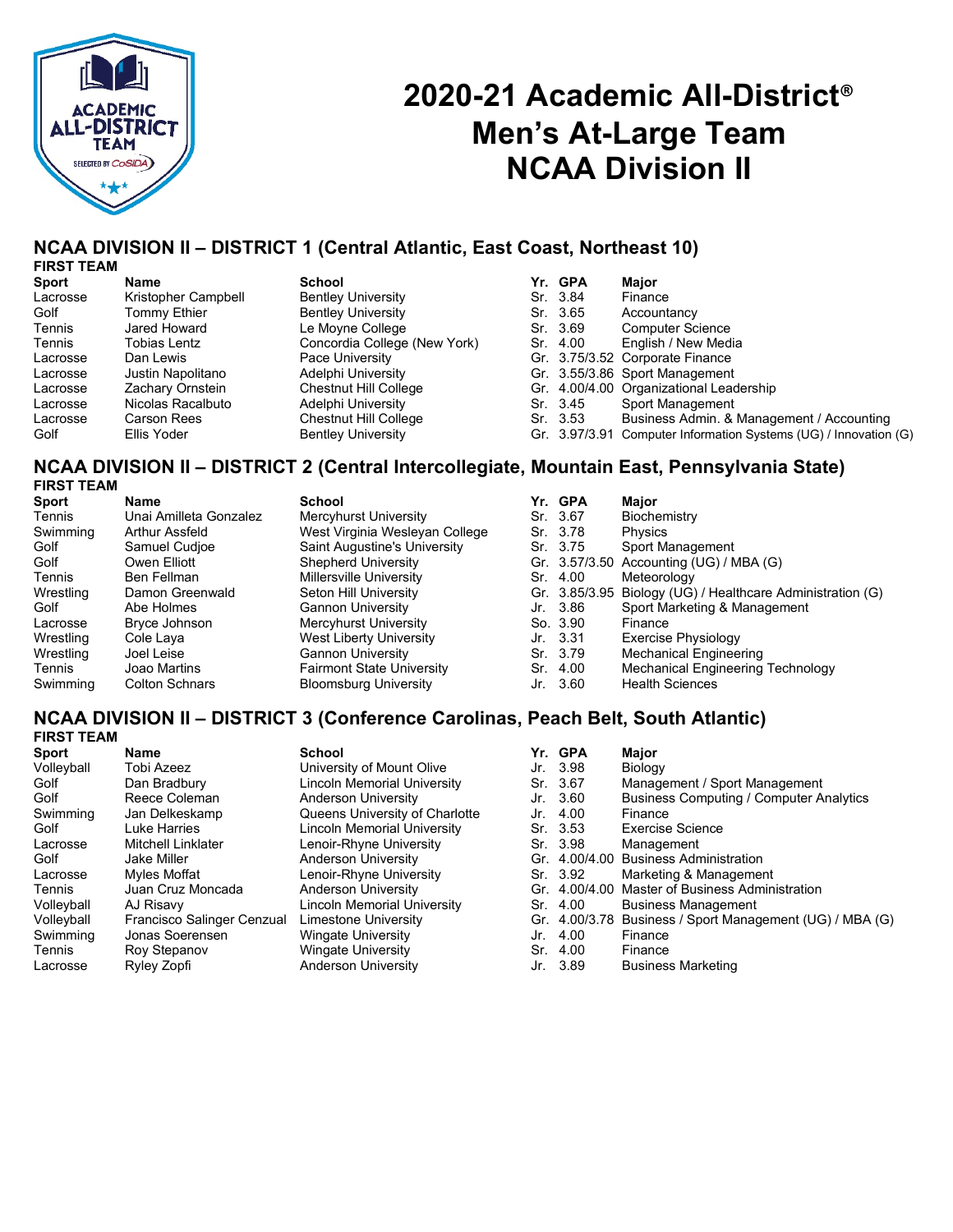# 2020-21 Academic All-District® Men's At-Large Team NCAA Division II

## NCAA DIVISION II – DISTRICT 1 (Central Atlantic, East Coast, Northeast 10)

### FIRST TEAM

| Sport | Name | School | Yr. | GPA | Major |
|---|---|---|---|---|---|
| Lacrosse | Kristopher Campbell | Bentley University | Sr. | 3.84 | Finance |
| Golf | Tommy Ethier | Bentley University | Sr. | 3.65 | Accountancy |
| Tennis | Jared Howard | Le Moyne College | Sr. | 3.69 | Computer Science |
| Tennis | Tobias Lentz | Concordia College (New York) | Sr. | 4.00 | English / New Media |
| Lacrosse | Dan Lewis | Pace University | Gr. | 3.75/3.52 | Corporate Finance |
| Lacrosse | Justin Napolitano | Adelphi University | Gr. | 3.55/3.86 | Sport Management |
| Lacrosse | Zachary Ornstein | Chestnut Hill College | Gr. | 4.00/4.00 | Organizational Leadership |
| Lacrosse | Nicolas Racalbuto | Adelphi University | Sr. | 3.45 | Sport Management |
| Lacrosse | Carson Rees | Chestnut Hill College | Sr. | 3.53 | Business Admin. & Management / Accounting |
| Golf | Ellis Yoder | Bentley University | Gr. | 3.97/3.91 | Computer Information Systems (UG) / Innovation (G) |

## NCAA DIVISION II – DISTRICT 2 (Central Intercollegiate, Mountain East, Pennsylvania State)

### FIRST TEAM

| Sport | Name | School | Yr. | GPA | Major |
|---|---|---|---|---|---|
| Tennis | Unai Amilleta Gonzalez | Mercyhurst University | Sr. | 3.67 | Biochemistry |
| Swimming | Arthur Assfeld | West Virginia Wesleyan College | Sr. | 3.78 | Physics |
| Golf | Samuel Cudjoe | Saint Augustine's University | Sr. | 3.75 | Sport Management |
| Golf | Owen Elliott | Shepherd University | Gr. | 3.57/3.50 | Accounting (UG) / MBA (G) |
| Tennis | Ben Fellman | Millersville University | Sr. | 4.00 | Meteorology |
| Wrestling | Damon Greenwald | Seton Hill University | Gr. | 3.85/3.95 | Biology (UG) / Healthcare Administration (G) |
| Golf | Abe Holmes | Gannon University | Jr. | 3.86 | Sport Marketing & Management |
| Lacrosse | Bryce Johnson | Mercyhurst University | So. | 3.90 | Finance |
| Wrestling | Cole Laya | West Liberty University | Jr. | 3.31 | Exercise Physiology |
| Wrestling | Joel Leise | Gannon University | Sr. | 3.79 | Mechanical Engineering |
| Tennis | Joao Martins | Fairmont State University | Sr. | 4.00 | Mechanical Engineering Technology |
| Swimming | Colton Schnars | Bloomsburg University | Jr. | 3.60 | Health Sciences |

## NCAA DIVISION II – DISTRICT 3 (Conference Carolinas, Peach Belt, South Atlantic)

### FIRST TEAM

| Sport | Name | School | Yr. | GPA | Major |
|---|---|---|---|---|---|
| Volleyball | Tobi Azeez | University of Mount Olive | Jr. | 3.98 | Biology |
| Golf | Dan Bradbury | Lincoln Memorial University | Sr. | 3.67 | Management / Sport Management |
| Golf | Reece Coleman | Anderson University | Jr. | 3.60 | Business Computing / Computer Analytics |
| Swimming | Jan Delkeskamp | Queens University of Charlotte | Jr. | 4.00 | Finance |
| Golf | Luke Harries | Lincoln Memorial University | Sr. | 3.53 | Exercise Science |
| Lacrosse | Mitchell Linklater | Lenoir-Rhyne University | Sr. | 3.98 | Management |
| Golf | Jake Miller | Anderson University | Gr. | 4.00/4.00 | Business Administration |
| Lacrosse | Myles Moffat | Lenoir-Rhyne University | Sr. | 3.92 | Marketing & Management |
| Tennis | Juan Cruz Moncada | Anderson University | Gr. | 4.00/4.00 | Master of Business Administration |
| Volleyball | AJ Risavy | Lincoln Memorial University | Sr. | 4.00 | Business Management |
| Volleyball | Francisco Salinger Cenzual | Limestone University | Gr. | 4.00/3.78 | Business / Sport Management (UG) / MBA (G) |
| Swimming | Jonas Soerensen | Wingate University | Jr. | 4.00 | Finance |
| Tennis | Roy Stepanov | Wingate University | Sr. | 4.00 | Finance |
| Lacrosse | Ryley Zopfi | Anderson University | Jr. | 3.89 | Business Marketing |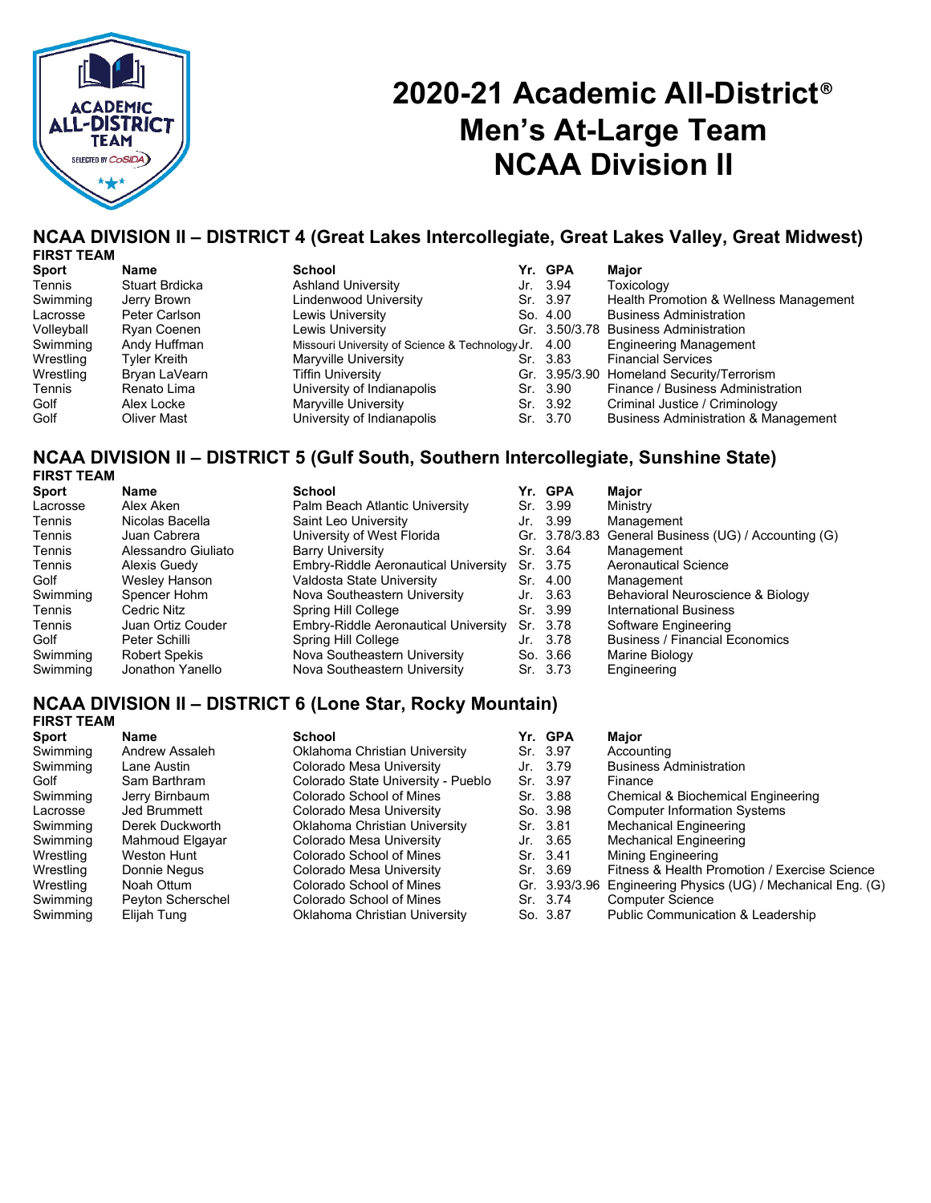# 2020-21 Academic All-District® Men's At-Large Team NCAA Division II

## NCAA DIVISION II – DISTRICT 4 (Great Lakes Intercollegiate, Great Lakes Valley, Great Midwest)

### FIRST TEAM

| Sport | Name | School | Yr. | GPA | Major |
|---|---|---|---|---|---|
| Tennis | Stuart Brdicka | Ashland University | Jr. | 3.94 | Toxicology |
| Swimming | Jerry Brown | Lindenwood University | Sr. | 3.97 | Health Promotion & Wellness Management |
| Lacrosse | Peter Carlson | Lewis University | So. | 4.00 | Business Administration |
| Volleyball | Ryan Coenen | Lewis University | Gr. | 3.50/3.78 | Business Administration |
| Swimming | Andy Huffman | Missouri University of Science & Technology | Jr. | 4.00 | Engineering Management |
| Wrestling | Tyler Kreith | Maryville University | Sr. | 3.83 | Financial Services |
| Wrestling | Bryan LaVearn | Tiffin University | Gr. | 3.95/3.90 | Homeland Security/Terrorism |
| Tennis | Renato Lima | University of Indianapolis | Sr. | 3.90 | Finance / Business Administration |
| Golf | Alex Locke | Maryville University | Sr. | 3.92 | Criminal Justice / Criminology |
| Golf | Oliver Mast | University of Indianapolis | Sr. | 3.70 | Business Administration & Management |

## NCAA DIVISION II – DISTRICT 5 (Gulf South, Southern Intercollegiate, Sunshine State)

### FIRST TEAM

| Sport | Name | School | Yr. | GPA | Major |
|---|---|---|---|---|---|
| Lacrosse | Alex Aken | Palm Beach Atlantic University | Sr. | 3.99 | Ministry |
| Tennis | Nicolas Bacella | Saint Leo University | Jr. | 3.99 | Management |
| Tennis | Juan Cabrera | University of West Florida | Gr. | 3.78/3.83 | General Business (UG) / Accounting (G) |
| Tennis | Alessandro Giuliato | Barry University | Sr. | 3.64 | Management |
| Tennis | Alexis Guedy | Embry-Riddle Aeronautical University | Sr. | 3.75 | Aeronautical Science |
| Golf | Wesley Hanson | Valdosta State University | Sr. | 4.00 | Management |
| Swimming | Spencer Hohm | Nova Southeastern University | Jr. | 3.63 | Behavioral Neuroscience & Biology |
| Tennis | Cedric Nitz | Spring Hill College | Sr. | 3.99 | International Business |
| Tennis | Juan Ortiz Couder | Embry-Riddle Aeronautical University | Sr. | 3.78 | Software Engineering |
| Golf | Peter Schilli | Spring Hill College | Jr. | 3.78 | Business / Financial Economics |
| Swimming | Robert Spekis | Nova Southeastern University | So. | 3.66 | Marine Biology |
| Swimming | Jonathon Yanello | Nova Southeastern University | Sr. | 3.73 | Engineering |

## NCAA DIVISION II – DISTRICT 6 (Lone Star, Rocky Mountain)

### FIRST TEAM

| Sport | Name | School | Yr. | GPA | Major |
|---|---|---|---|---|---|
| Swimming | Andrew Assaleh | Oklahoma Christian University | Sr. | 3.97 | Accounting |
| Swimming | Lane Austin | Colorado Mesa University | Jr. | 3.79 | Business Administration |
| Golf | Sam Barthram | Colorado State University - Pueblo | Sr. | 3.97 | Finance |
| Swimming | Jerry Birnbaum | Colorado School of Mines | Sr. | 3.88 | Chemical & Biochemical Engineering |
| Lacrosse | Jed Brummett | Colorado Mesa University | So. | 3.98 | Computer Information Systems |
| Swimming | Derek Duckworth | Oklahoma Christian University | Sr. | 3.81 | Mechanical Engineering |
| Swimming | Mahmoud Elgayar | Colorado Mesa University | Jr. | 3.65 | Mechanical Engineering |
| Wrestling | Weston Hunt | Colorado School of Mines | Sr. | 3.41 | Mining Engineering |
| Wrestling | Donnie Negus | Colorado Mesa University | Sr. | 3.69 | Fitness & Health Promotion / Exercise Science |
| Wrestling | Noah Ottum | Colorado School of Mines | Gr. | 3.93/3.96 | Engineering Physics (UG) / Mechanical Eng. (G) |
| Swimming | Peyton Scherschel | Colorado School of Mines | Sr. | 3.74 | Computer Science |
| Swimming | Elijah Tung | Oklahoma Christian University | So. | 3.87 | Public Communication & Leadership |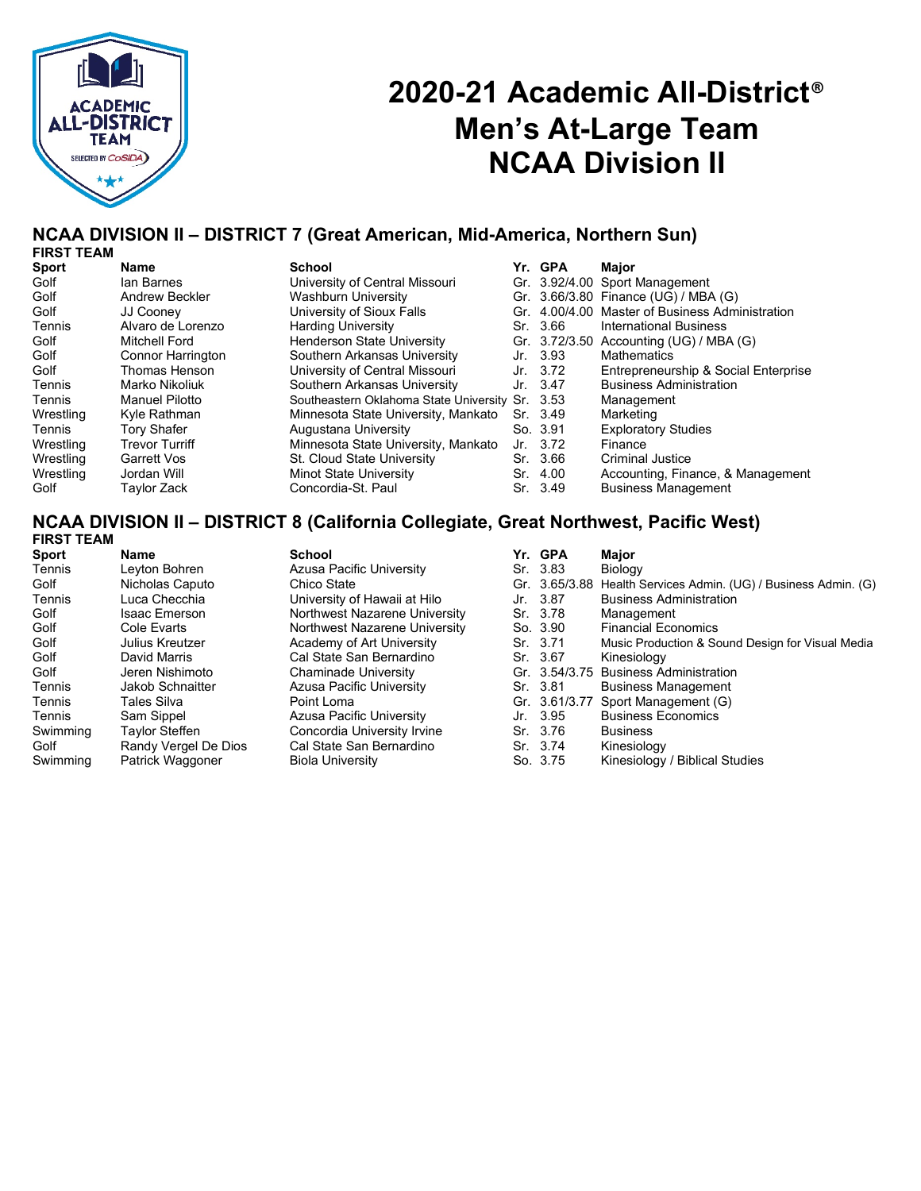# 2020-21 Academic All-District® Men's At-Large Team NCAA Division II

## NCAA DIVISION II – DISTRICT 7 (Great American, Mid-America, Northern Sun)

### FIRST TEAM

| Sport | Name | School | Yr. | GPA | Major |
|---|---|---|---|---|---|
| Golf | Ian Barnes | University of Central Missouri | Gr. | 3.92/4.00 | Sport Management |
| Golf | Andrew Beckler | Washburn University | Gr. | 3.66/3.80 | Finance (UG) / MBA (G) |
| Golf | JJ Cooney | University of Sioux Falls | Gr. | 4.00/4.00 | Master of Business Administration |
| Tennis | Alvaro de Lorenzo | Harding University | Sr. | 3.66 | International Business |
| Golf | Mitchell Ford | Henderson State University | Gr. | 3.72/3.50 | Accounting (UG) / MBA (G) |
| Golf | Connor Harrington | Southern Arkansas University | Jr. | 3.93 | Mathematics |
| Golf | Thomas Henson | University of Central Missouri | Jr. | 3.72 | Entrepreneurship & Social Enterprise |
| Tennis | Marko Nikoliuk | Southern Arkansas University | Jr. | 3.47 | Business Administration |
| Tennis | Manuel Pilotto | Southeastern Oklahoma State University | Sr. | 3.53 | Management |
| Wrestling | Kyle Rathman | Minnesota State University, Mankato | Sr. | 3.49 | Marketing |
| Tennis | Tory Shafer | Augustana University | So. | 3.91 | Exploratory Studies |
| Wrestling | Trevor Turriff | Minnesota State University, Mankato | Jr. | 3.72 | Finance |
| Wrestling | Garrett Vos | St. Cloud State University | Sr. | 3.66 | Criminal Justice |
| Wrestling | Jordan Will | Minot State University | Sr. | 4.00 | Accounting, Finance, & Management |
| Golf | Taylor Zack | Concordia-St. Paul | Sr. | 3.49 | Business Management |

## NCAA DIVISION II – DISTRICT 8 (California Collegiate, Great Northwest, Pacific West)

### FIRST TEAM

| Sport | Name | School | Yr. | GPA | Major |
|---|---|---|---|---|---|
| Tennis | Leyton Bohren | Azusa Pacific University | Sr. | 3.83 | Biology |
| Golf | Nicholas Caputo | Chico State | Gr. | 3.65/3.88 | Health Services Admin. (UG) / Business Admin. (G) |
| Tennis | Luca Checchia | University of Hawaii at Hilo | Jr. | 3.87 | Business Administration |
| Golf | Isaac Emerson | Northwest Nazarene University | Sr. | 3.78 | Management |
| Golf | Cole Evarts | Northwest Nazarene University | So. | 3.90 | Financial Economics |
| Golf | Julius Kreutzer | Academy of Art University | Sr. | 3.71 | Music Production & Sound Design for Visual Media |
| Golf | David Marris | Cal State San Bernardino | Sr. | 3.67 | Kinesiology |
| Golf | Jeren Nishimoto | Chaminade University | Gr. | 3.54/3.75 | Business Administration |
| Tennis | Jakob Schnaitter | Azusa Pacific University | Sr. | 3.81 | Business Management |
| Tennis | Tales Silva | Point Loma | Gr. | 3.61/3.77 | Sport Management (G) |
| Tennis | Sam Sippel | Azusa Pacific University | Jr. | 3.95 | Business Economics |
| Swimming | Taylor Steffen | Concordia University Irvine | Sr. | 3.76 | Business |
| Golf | Randy Vergel De Dios | Cal State San Bernardino | Sr. | 3.74 | Kinesiology |
| Swimming | Patrick Waggoner | Biola University | So. | 3.75 | Kinesiology / Biblical Studies |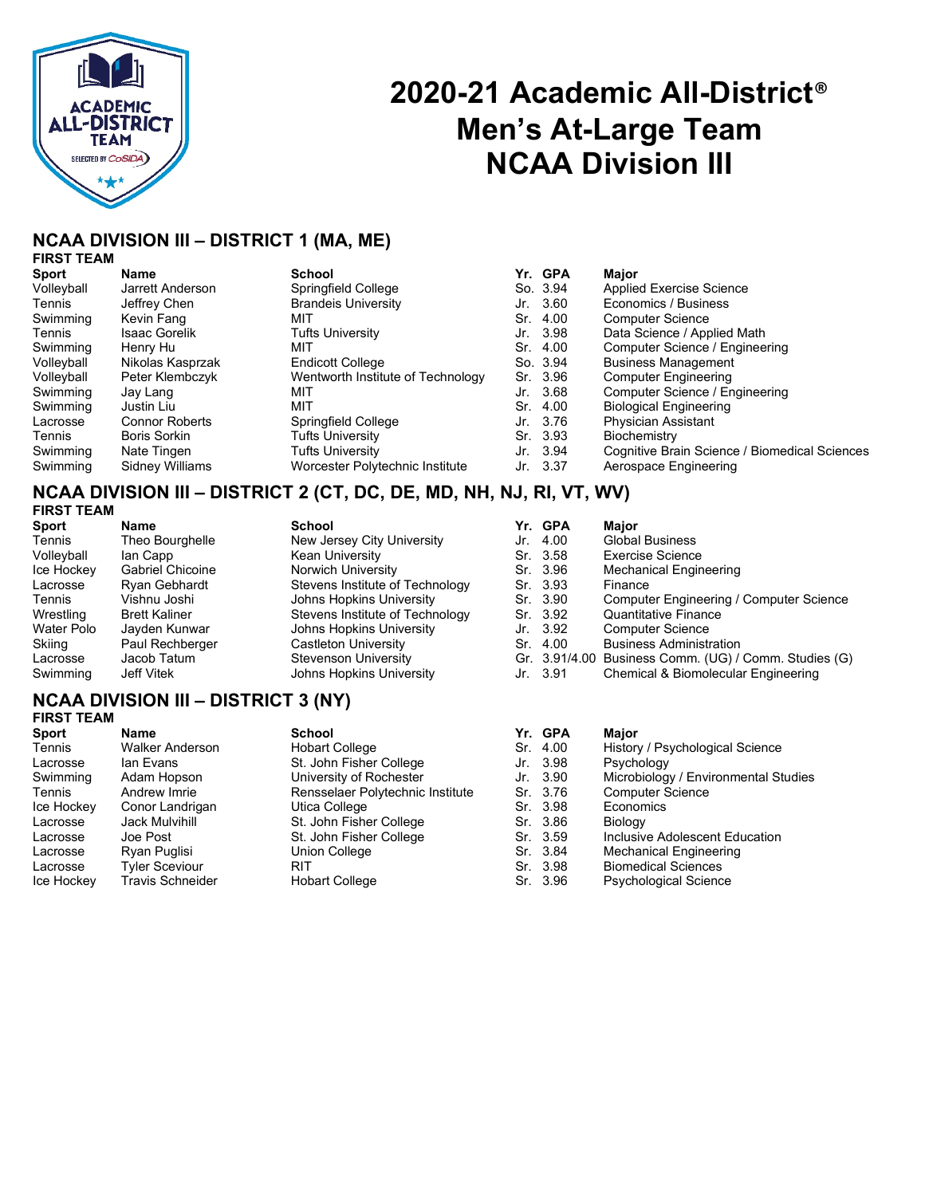# 2020-21 Academic All-District® Men's At-Large Team NCAA Division III

## NCAA DIVISION III – DISTRICT 1 (MA, ME)

### FIRST TEAM

| Sport | Name | School | Yr. | GPA | Major |
|---|---|---|---|---|---|
| Volleyball | Jarrett Anderson | Springfield College | So. | 3.94 | Applied Exercise Science |
| Tennis | Jeffrey Chen | Brandeis University | Jr. | 3.60 | Economics / Business |
| Swimming | Kevin Fang | MIT | Sr. | 4.00 | Computer Science |
| Tennis | Isaac Gorelik | Tufts University | Jr. | 3.98 | Data Science / Applied Math |
| Swimming | Henry Hu | MIT | Sr. | 4.00 | Computer Science / Engineering |
| Volleyball | Nikolas Kasprzak | Endicott College | So. | 3.94 | Business Management |
| Volleyball | Peter Klembczyk | Wentworth Institute of Technology | Sr. | 3.96 | Computer Engineering |
| Swimming | Jay Lang | MIT | Jr. | 3.68 | Computer Science / Engineering |
| Swimming | Justin Liu | MIT | Sr. | 4.00 | Biological Engineering |
| Lacrosse | Connor Roberts | Springfield College | Jr. | 3.76 | Physician Assistant |
| Tennis | Boris Sorkin | Tufts University | Sr. | 3.93 | Biochemistry |
| Swimming | Nate Tingen | Tufts University | Jr. | 3.94 | Cognitive Brain Science / Biomedical Sciences |
| Swimming | Sidney Williams | Worcester Polytechnic Institute | Jr. | 3.37 | Aerospace Engineering |

## NCAA DIVISION III – DISTRICT 2 (CT, DC, DE, MD, NH, NJ, RI, VT, WV)

### FIRST TEAM

| Sport | Name | School | Yr. | GPA | Major |
|---|---|---|---|---|---|
| Tennis | Theo Bourghelle | New Jersey City University | Jr. | 4.00 | Global Business |
| Volleyball | Ian Capp | Kean University | Sr. | 3.58 | Exercise Science |
| Ice Hockey | Gabriel Chicoine | Norwich University | Sr. | 3.96 | Mechanical Engineering |
| Lacrosse | Ryan Gebhardt | Stevens Institute of Technology | Sr. | 3.93 | Finance |
| Tennis | Vishnu Joshi | Johns Hopkins University | Sr. | 3.90 | Computer Engineering / Computer Science |
| Wrestling | Brett Kaliner | Stevens Institute of Technology | Sr. | 3.92 | Quantitative Finance |
| Water Polo | Jayden Kunwar | Johns Hopkins University | Jr. | 3.92 | Computer Science |
| Skiing | Paul Rechberger | Castleton University | Sr. | 4.00 | Business Administration |
| Lacrosse | Jacob Tatum | Stevenson University | Gr. | 3.91/4.00 | Business Comm. (UG) / Comm. Studies (G) |
| Swimming | Jeff Vitek | Johns Hopkins University | Jr. | 3.91 | Chemical & Biomolecular Engineering |

## NCAA DIVISION III – DISTRICT 3 (NY)

### FIRST TEAM

| Sport | Name | School | Yr. | GPA | Major |
|---|---|---|---|---|---|
| Tennis | Walker Anderson | Hobart College | Sr. | 4.00 | History / Psychological Science |
| Lacrosse | Ian Evans | St. John Fisher College | Jr. | 3.98 | Psychology |
| Swimming | Adam Hopson | University of Rochester | Jr. | 3.90 | Microbiology / Environmental Studies |
| Tennis | Andrew Imrie | Rensselaer Polytechnic Institute | Sr. | 3.76 | Computer Science |
| Ice Hockey | Conor Landrigan | Utica College | Sr. | 3.98 | Economics |
| Lacrosse | Jack Mulvihill | St. John Fisher College | Sr. | 3.86 | Biology |
| Lacrosse | Joe Post | St. John Fisher College | Sr. | 3.59 | Inclusive Adolescent Education |
| Lacrosse | Ryan Puglisi | Union College | Sr. | 3.84 | Mechanical Engineering |
| Lacrosse | Tyler Sceviour | RIT | Sr. | 3.98 | Biomedical Sciences |
| Ice Hockey | Travis Schneider | Hobart College | Sr. | 3.96 | Psychological Science |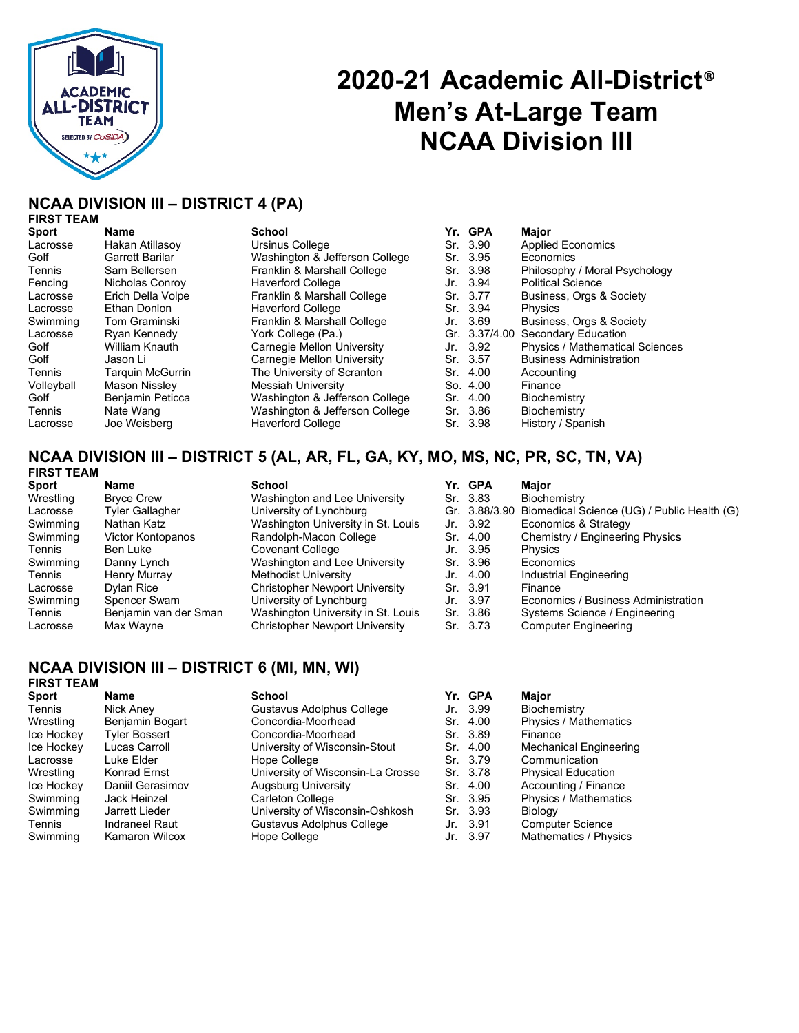# 2020-21 Academic All-District® Men's At-Large Team NCAA Division III

## NCAA DIVISION III – DISTRICT 4 (PA)

### FIRST TEAM

| Sport | Name | School | Yr. | GPA | Major |
|---|---|---|---|---|---|
| Lacrosse | Hakan Atillasoy | Ursinus College | Sr. | 3.90 | Applied Economics |
| Golf | Garrett Barilar | Washington & Jefferson College | Sr. | 3.95 | Economics |
| Tennis | Sam Bellersen | Franklin & Marshall College | Sr. | 3.98 | Philosophy / Moral Psychology |
| Fencing | Nicholas Conroy | Haverford College | Jr. | 3.94 | Political Science |
| Lacrosse | Erich Della Volpe | Franklin & Marshall College | Sr. | 3.77 | Business, Orgs & Society |
| Lacrosse | Ethan Donlon | Haverford College | Sr. | 3.94 | Physics |
| Swimming | Tom Graminski | Franklin & Marshall College | Jr. | 3.69 | Business, Orgs & Society |
| Lacrosse | Ryan Kennedy | York College (Pa.) | Gr. | 3.37/4.00 | Secondary Education |
| Golf | William Knauth | Carnegie Mellon University | Jr. | 3.92 | Physics / Mathematical Sciences |
| Golf | Jason Li | Carnegie Mellon University | Sr. | 3.57 | Business Administration |
| Tennis | Tarquin McGurrin | The University of Scranton | Sr. | 4.00 | Accounting |
| Volleyball | Mason Nissley | Messiah University | So. | 4.00 | Finance |
| Golf | Benjamin Peticca | Washington & Jefferson College | Sr. | 4.00 | Biochemistry |
| Tennis | Nate Wang | Washington & Jefferson College | Sr. | 3.86 | Biochemistry |
| Lacrosse | Joe Weisberg | Haverford College | Sr. | 3.98 | History / Spanish |

## NCAA DIVISION III – DISTRICT 5 (AL, AR, FL, GA, KY, MO, MS, NC, PR, SC, TN, VA)

### FIRST TEAM

| Sport | Name | School | Yr. | GPA | Major |
|---|---|---|---|---|---|
| Wrestling | Bryce Crew | Washington and Lee University | Sr. | 3.83 | Biochemistry |
| Lacrosse | Tyler Gallagher | University of Lynchburg | Gr. | 3.88/3.90 | Biomedical Science (UG) / Public Health (G) |
| Swimming | Nathan Katz | Washington University in St. Louis | Jr. | 3.92 | Economics & Strategy |
| Swimming | Victor Kontopanos | Randolph-Macon College | Sr. | 4.00 | Chemistry / Engineering Physics |
| Tennis | Ben Luke | Covenant College | Jr. | 3.95 | Physics |
| Swimming | Danny Lynch | Washington and Lee University | Sr. | 3.96 | Economics |
| Tennis | Henry Murray | Methodist University | Jr. | 4.00 | Industrial Engineering |
| Lacrosse | Dylan Rice | Christopher Newport University | Sr. | 3.91 | Finance |
| Swimming | Spencer Swam | University of Lynchburg | Jr. | 3.97 | Economics / Business Administration |
| Tennis | Benjamin van der Sman | Washington University in St. Louis | Sr. | 3.86 | Systems Science / Engineering |
| Lacrosse | Max Wayne | Christopher Newport University | Sr. | 3.73 | Computer Engineering |

## NCAA DIVISION III – DISTRICT 6 (MI, MN, WI)

### FIRST TEAM

| Sport | Name | School | Yr. | GPA | Major |
|---|---|---|---|---|---|
| Tennis | Nick Aney | Gustavus Adolphus College | Jr. | 3.99 | Biochemistry |
| Wrestling | Benjamin Bogart | Concordia-Moorhead | Sr. | 4.00 | Physics / Mathematics |
| Ice Hockey | Tyler Bossert | Concordia-Moorhead | Sr. | 3.89 | Finance |
| Ice Hockey | Lucas Carroll | University of Wisconsin-Stout | Sr. | 4.00 | Mechanical Engineering |
| Lacrosse | Luke Elder | Hope College | Sr. | 3.79 | Communication |
| Wrestling | Konrad Ernst | University of Wisconsin-La Crosse | Sr. | 3.78 | Physical Education |
| Ice Hockey | Daniil Gerasimov | Augsburg University | Sr. | 4.00 | Accounting / Finance |
| Swimming | Jack Heinzel | Carleton College | Sr. | 3.95 | Physics / Mathematics |
| Swimming | Jarrett Lieder | University of Wisconsin-Oshkosh | Sr. | 3.93 | Biology |
| Tennis | Indraneel Raut | Gustavus Adolphus College | Jr. | 3.91 | Computer Science |
| Swimming | Kamaron Wilcox | Hope College | Jr. | 3.97 | Mathematics / Physics |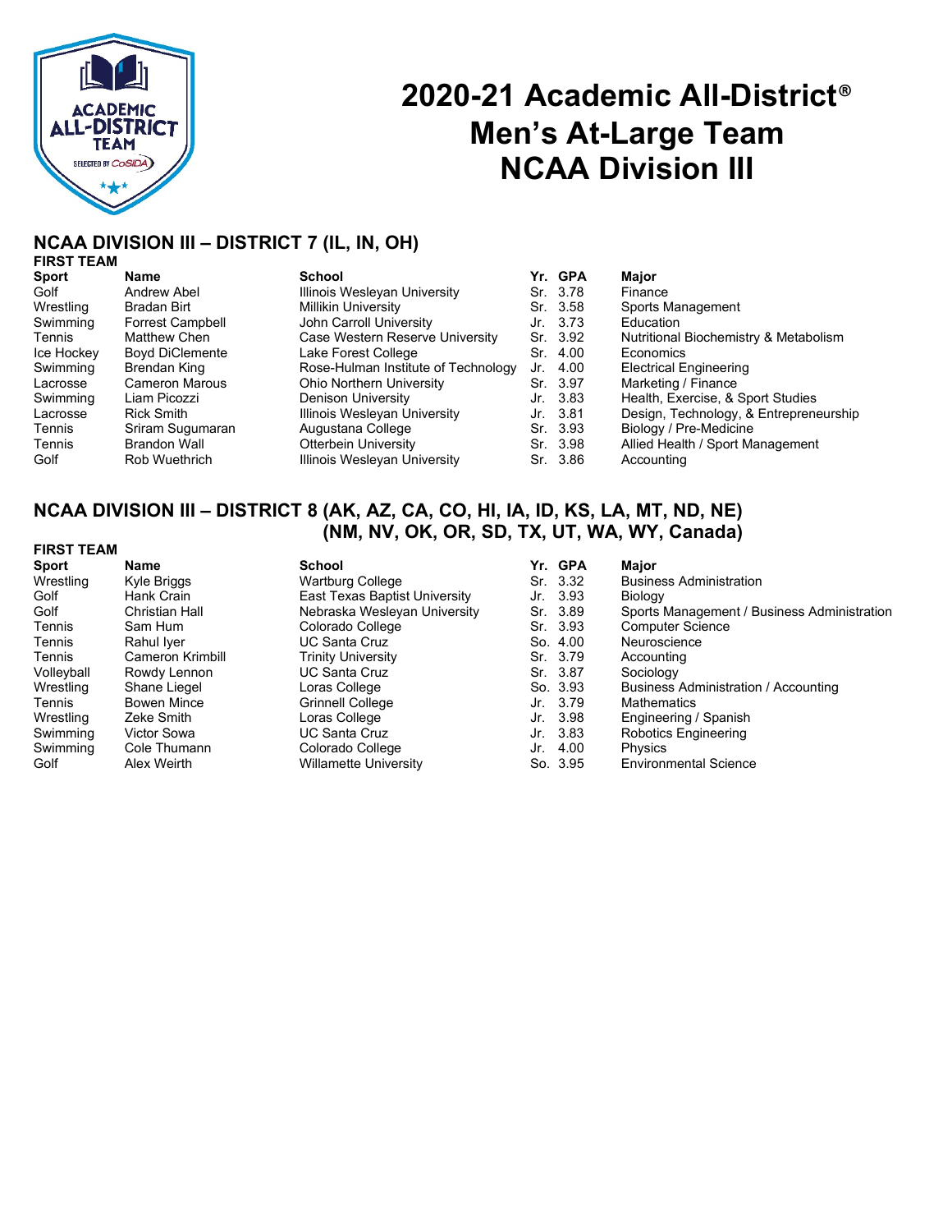# 2020-21 Academic All-District®
# Men's At-Large Team
# NCAA Division III

## NCAA DIVISION III – DISTRICT 7 (IL, IN, OH)

### FIRST TEAM

| Sport | Name | School | Yr. | GPA | Major |
|---|---|---|---|---|---|
| Golf | Andrew Abel | Illinois Wesleyan University | Sr. | 3.78 | Finance |
| Wrestling | Bradan Birt | Millikin University | Sr. | 3.58 | Sports Management |
| Swimming | Forrest Campbell | John Carroll University | Jr. | 3.73 | Education |
| Tennis | Matthew Chen | Case Western Reserve University | Sr. | 3.92 | Nutritional Biochemistry & Metabolism |
| Ice Hockey | Boyd DiClemente | Lake Forest College | Sr. | 4.00 | Economics |
| Swimming | Brendan King | Rose-Hulman Institute of Technology | Jr. | 4.00 | Electrical Engineering |
| Lacrosse | Cameron Marous | Ohio Northern University | Sr. | 3.97 | Marketing / Finance |
| Swimming | Liam Picozzi | Denison University | Jr. | 3.83 | Health, Exercise, & Sport Studies |
| Lacrosse | Rick Smith | Illinois Wesleyan University | Jr. | 3.81 | Design, Technology, & Entrepreneurship |
| Tennis | Sriram Sugumaran | Augustana College | Sr. | 3.93 | Biology / Pre-Medicine |
| Tennis | Brandon Wall | Otterbein University | Sr. | 3.98 | Allied Health / Sport Management |
| Golf | Rob Wuethrich | Illinois Wesleyan University | Sr. | 3.86 | Accounting |

## NCAA DIVISION III – DISTRICT 8 (AK, AZ, CA, CO, HI, IA, ID, KS, LA, MT, ND, NE) (NM, NV, OK, OR, SD, TX, UT, WA, WY, Canada)

### FIRST TEAM

| Sport | Name | School | Yr. | GPA | Major |
|---|---|---|---|---|---|
| Wrestling | Kyle Briggs | Wartburg College | Sr. | 3.32 | Business Administration |
| Golf | Hank Crain | East Texas Baptist University | Jr. | 3.93 | Biology |
| Golf | Christian Hall | Nebraska Wesleyan University | Sr. | 3.89 | Sports Management / Business Administration |
| Tennis | Sam Hum | Colorado College | Sr. | 3.93 | Computer Science |
| Tennis | Rahul Iyer | UC Santa Cruz | So. | 4.00 | Neuroscience |
| Tennis | Cameron Krimbill | Trinity University | Sr. | 3.79 | Accounting |
| Volleyball | Rowdy Lennon | UC Santa Cruz | Sr. | 3.87 | Sociology |
| Wrestling | Shane Liegel | Loras College | So. | 3.93 | Business Administration / Accounting |
| Tennis | Bowen Mince | Grinnell College | Jr. | 3.79 | Mathematics |
| Wrestling | Zeke Smith | Loras College | Jr. | 3.98 | Engineering / Spanish |
| Swimming | Victor Sowa | UC Santa Cruz | Jr. | 3.83 | Robotics Engineering |
| Swimming | Cole Thumann | Colorado College | Jr. | 4.00 | Physics |
| Golf | Alex Weirth | Willamette University | So. | 3.95 | Environmental Science |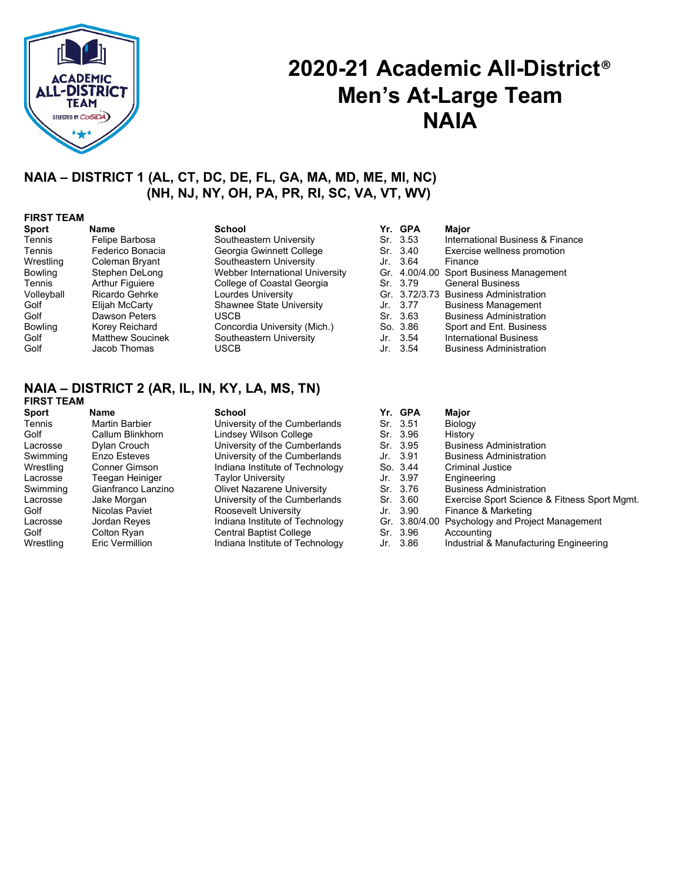# 2020-21 Academic All-District® Men's At-Large Team NAIA

## NAIA – DISTRICT 1 (AL, CT, DC, DE, FL, GA, MA, MD, ME, MI, NC) (NH, NJ, NY, OH, PA, PR, RI, SC, VA, VT, WV)

### FIRST TEAM

| Sport | Name | School | Yr. | GPA | Major |
|---|---|---|---|---|---|
| Tennis | Felipe Barbosa | Southeastern University | Sr. | 3.53 | International Business & Finance |
| Tennis | Federico Bonacia | Georgia Gwinnett College | Sr. | 3.40 | Exercise wellness promotion |
| Wrestling | Coleman Bryant | Southeastern University | Jr. | 3.64 | Finance |
| Bowling | Stephen DeLong | Webber International University | Gr. | 4.00/4.00 | Sport Business Management |
| Tennis | Arthur Figuiere | College of Coastal Georgia | Sr. | 3.79 | General Business |
| Volleyball | Ricardo Gehrke | Lourdes University | Gr. | 3.72/3.73 | Business Administration |
| Golf | Elijah McCarty | Shawnee State University | Jr. | 3.77 | Business Management |
| Golf | Dawson Peters | USCB | Sr. | 3.63 | Business Administration |
| Bowling | Korey Reichard | Concordia University (Mich.) | So. | 3.86 | Sport and Ent. Business |
| Golf | Matthew Soucinek | Southeastern University | Jr. | 3.54 | International Business |
| Golf | Jacob Thomas | USCB | Jr. | 3.54 | Business Administration |

## NAIA – DISTRICT 2 (AR, IL, IN, KY, LA, MS, TN)

### FIRST TEAM

| Sport | Name | School | Yr. | GPA | Major |
|---|---|---|---|---|---|
| Tennis | Martin Barbier | University of the Cumberlands | Sr. | 3.51 | Biology |
| Golf | Callum Blinkhorn | Lindsey Wilson College | Sr. | 3.96 | History |
| Lacrosse | Dylan Crouch | University of the Cumberlands | Sr. | 3.95 | Business Administration |
| Swimming | Enzo Esteves | University of the Cumberlands | Jr. | 3.91 | Business Administration |
| Wrestling | Conner Gimson | Indiana Institute of Technology | So. | 3.44 | Criminal Justice |
| Lacrosse | Teegan Heiniger | Taylor University | Jr. | 3.97 | Engineering |
| Swimming | Gianfranco Lanzino | Olivet Nazarene University | Sr. | 3.76 | Business Administration |
| Lacrosse | Jake Morgan | University of the Cumberlands | Sr. | 3.60 | Exercise Sport Science & Fitness Sport Mgmt. |
| Golf | Nicolas Paviet | Roosevelt University | Jr. | 3.90 | Finance & Marketing |
| Lacrosse | Jordan Reyes | Indiana Institute of Technology | Gr. | 3.80/4.00 | Psychology and Project Management |
| Golf | Colton Ryan | Central Baptist College | Sr. | 3.96 | Accounting |
| Wrestling | Eric Vermillion | Indiana Institute of Technology | Jr. | 3.86 | Industrial & Manufacturing Engineering |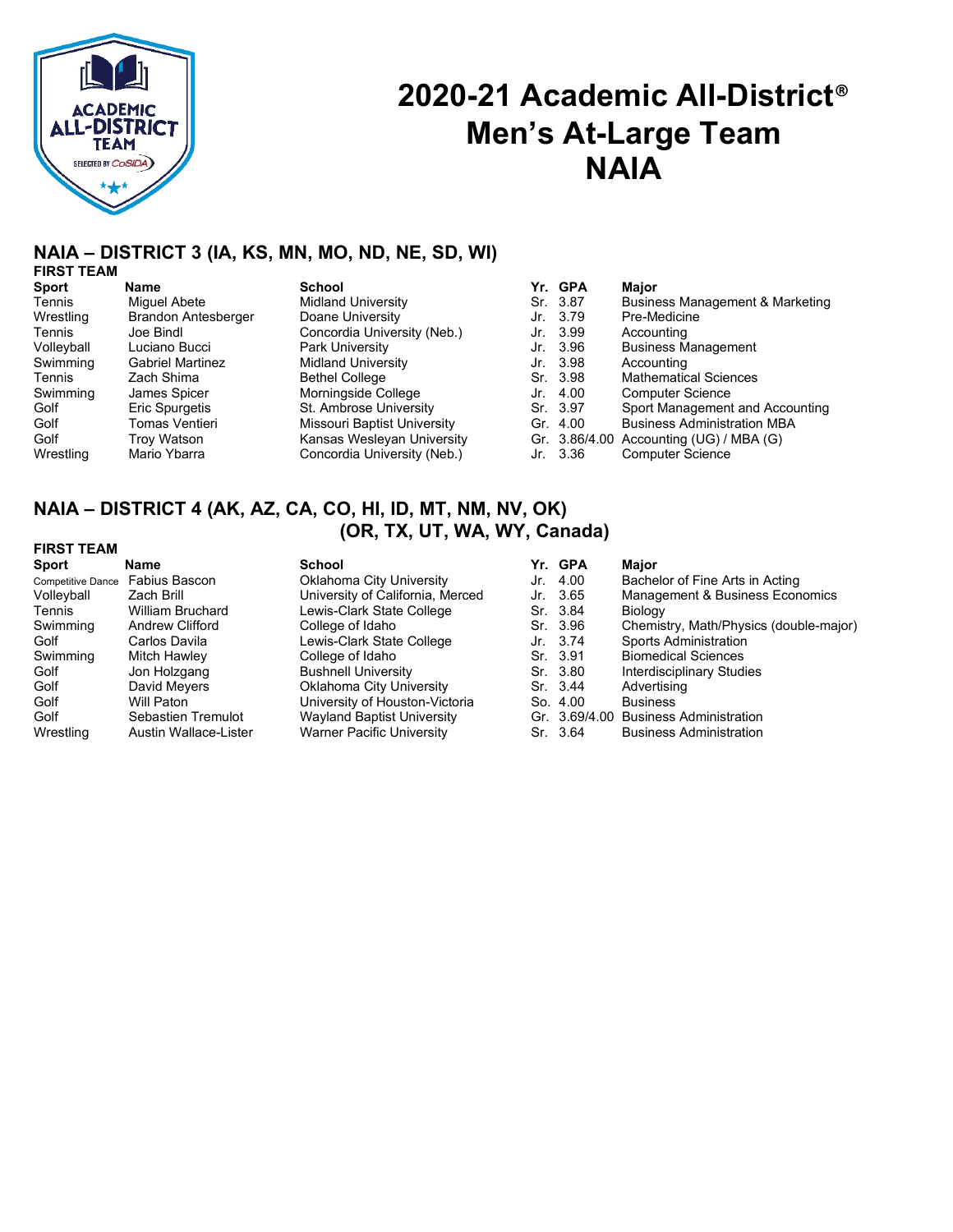# 2020-21 Academic All-District® Men's At-Large Team NAIA

## NAIA – DISTRICT 3 (IA, KS, MN, MO, ND, NE, SD, WI)

**FIRST TEAM**

| Sport | Name | School | Yr. | GPA | Major |
|---|---|---|---|---|---|
| Tennis | Miguel Abete | Midland University | Sr. | 3.87 | Business Management & Marketing |
| Wrestling | Brandon Antesberger | Doane University | Jr. | 3.79 | Pre-Medicine |
| Tennis | Joe Bindl | Concordia University (Neb.) | Jr. | 3.99 | Accounting |
| Volleyball | Luciano Bucci | Park University | Jr. | 3.96 | Business Management |
| Swimming | Gabriel Martinez | Midland University | Jr. | 3.98 | Accounting |
| Tennis | Zach Shima | Bethel College | Sr. | 3.98 | Mathematical Sciences |
| Swimming | James Spicer | Morningside College | Jr. | 4.00 | Computer Science |
| Golf | Eric Spurgetis | St. Ambrose University | Sr. | 3.97 | Sport Management and Accounting |
| Golf | Tomas Ventieri | Missouri Baptist University | Gr. | 4.00 | Business Administration MBA |
| Golf | Troy Watson | Kansas Wesleyan University | Gr. | 3.86/4.00 | Accounting (UG) / MBA (G) |
| Wrestling | Mario Ybarra | Concordia University (Neb.) | Jr. | 3.36 | Computer Science |

## NAIA – DISTRICT 4 (AK, AZ, CA, CO, HI, ID, MT, NM, NV, OK) (OR, TX, UT, WA, WY, Canada)

**FIRST TEAM**

| Sport | Name | School | Yr. | GPA | Major |
|---|---|---|---|---|---|
| Competitive Dance | Fabius Bascon | Oklahoma City University | Jr. | 4.00 | Bachelor of Fine Arts in Acting |
| Volleyball | Zach Brill | University of California, Merced | Jr. | 3.65 | Management & Business Economics |
| Tennis | William Bruchard | Lewis-Clark State College | Sr. | 3.84 | Biology |
| Swimming | Andrew Clifford | College of Idaho | Sr. | 3.96 | Chemistry, Math/Physics (double-major) |
| Golf | Carlos Davila | Lewis-Clark State College | Jr. | 3.74 | Sports Administration |
| Swimming | Mitch Hawley | College of Idaho | Sr. | 3.91 | Biomedical Sciences |
| Golf | Jon Holzgang | Bushnell University | Sr. | 3.80 | Interdisciplinary Studies |
| Golf | David Meyers | Oklahoma City University | Sr. | 3.44 | Advertising |
| Golf | Will Paton | University of Houston-Victoria | So. | 4.00 | Business |
| Golf | Sebastien Tremulot | Wayland Baptist University | Gr. | 3.69/4.00 | Business Administration |
| Wrestling | Austin Wallace-Lister | Warner Pacific University | Sr. | 3.64 | Business Administration |